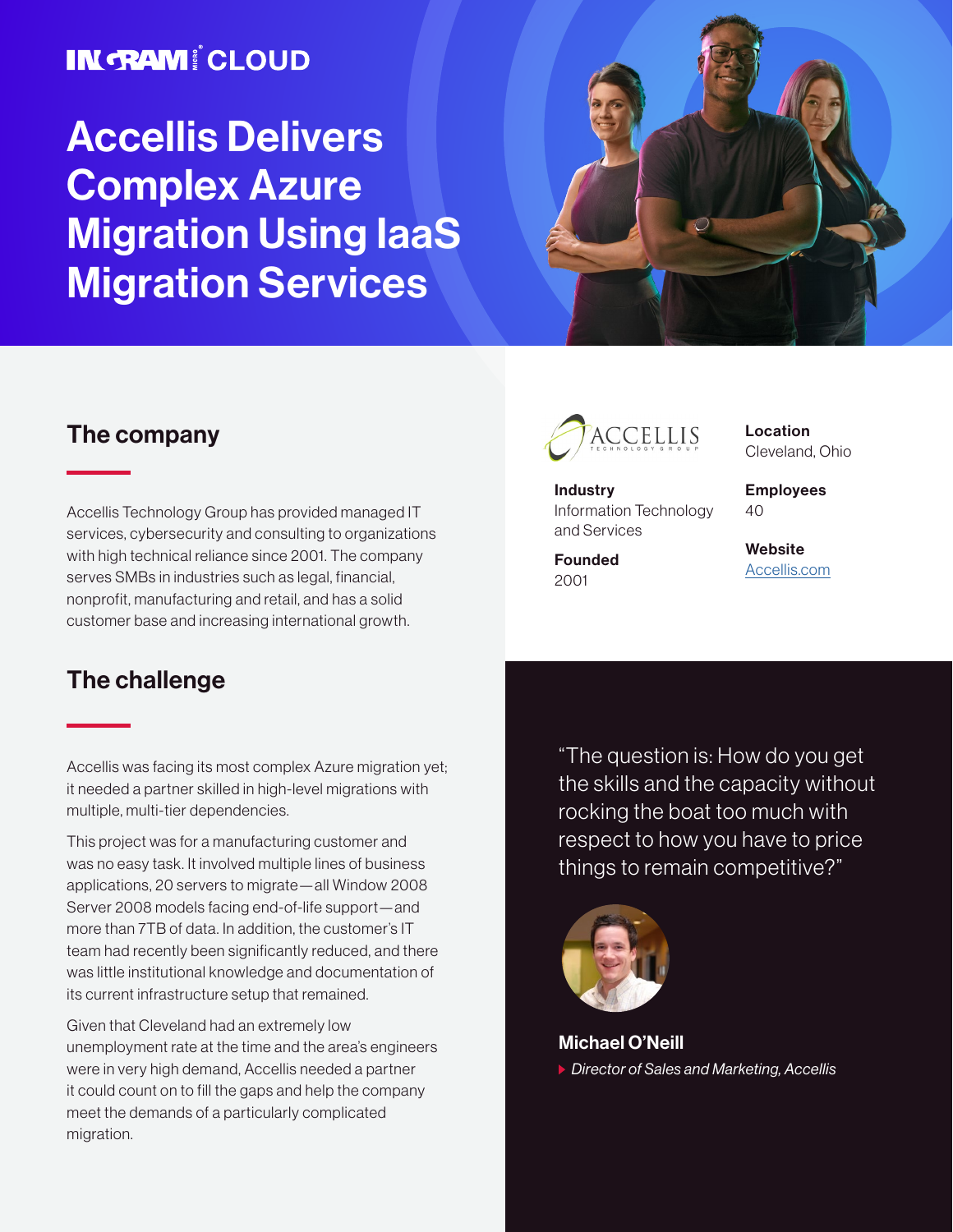INGRAM MICRO CLOUD

# Accellis Delivers Complex Azure Migration Using IaaS Migration Services

## The company

Accellis Technology Group has provided managed IT services, cybersecurity and consulting to organizations with high technical reliance since 2001. The company serves SMBs in industries such as legal, financial, nonprofit, manufacturing and retail, and has a solid customer base and increasing international growth.

ACCELLIS TECHNOLOGY GROUP

**Industry**
Information Technology and Services

**Founded**
2001

**Location**
Cleveland, Ohio

**Employees**
40

**Website**
[Accellis.com](Accellis.com)

## The challenge

Accellis was facing its most complex Azure migration yet; it needed a partner skilled in high-level migrations with multiple, multi-tier dependencies.

This project was for a manufacturing customer and was no easy task. It involved multiple lines of business applications, 20 servers to migrate—all Window 2008 Server 2008 models facing end-of-life support—and more than 7TB of data. In addition, the customer's IT team had recently been significantly reduced, and there was little institutional knowledge and documentation of its current infrastructure setup that remained.

Given that Cleveland had an extremely low unemployment rate at the time and the area's engineers were in very high demand, Accellis needed a partner it could count on to fill the gaps and help the company meet the demands of a particularly complicated migration.

> "The question is: How do you get the skills and the capacity without rocking the boat too much with respect to how you have to price things to remain competitive?"

**Michael O'Neill**
*Director of Sales and Marketing, Accellis*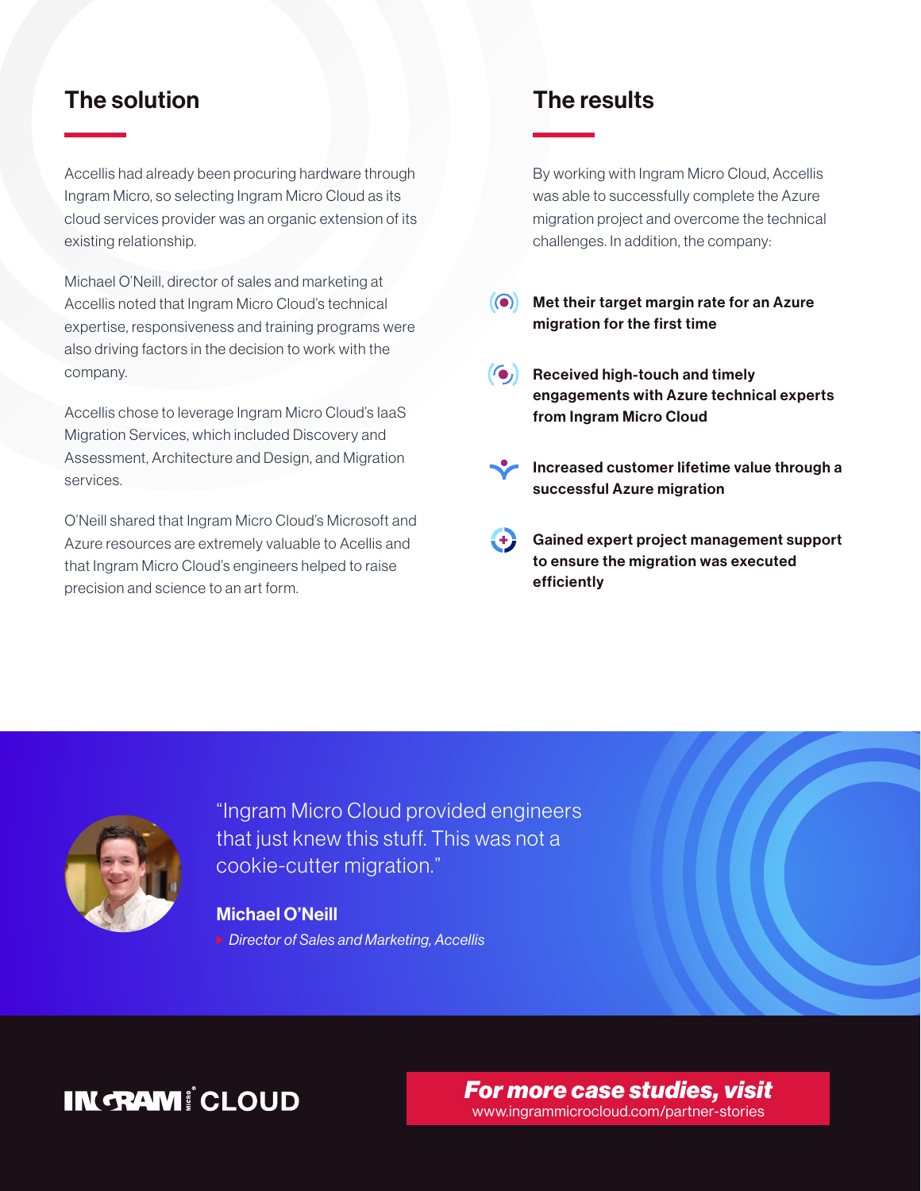## The solution

Accellis had already been procuring hardware through Ingram Micro, so selecting Ingram Micro Cloud as its cloud services provider was an organic extension of its existing relationship.

Michael O'Neill, director of sales and marketing at Accellis noted that Ingram Micro Cloud's technical expertise, responsiveness and training programs were also driving factors in the decision to work with the company.

Accellis chose to leverage Ingram Micro Cloud's IaaS Migration Services, which included Discovery and Assessment, Architecture and Design, and Migration services.

O'Neill shared that Ingram Micro Cloud's Microsoft and Azure resources are extremely valuable to Accellis and that Ingram Micro Cloud's engineers helped to raise precision and science to an art form.

## The results

By working with Ingram Micro Cloud, Accellis was able to successfully complete the Azure migration project and overcome the technical challenges. In addition, the company:

- **Met their target margin rate for an Azure migration for the first time**
- **Received high-touch and timely engagements with Azure technical experts from Ingram Micro Cloud**
- **Increased customer lifetime value through a successful Azure migration**
- **Gained expert project management support to ensure the migration was executed efficiently**

"Ingram Micro Cloud provided engineers that just knew this stuff. This was not a cookie-cutter migration."

**Michael O'Neill**

*Director of Sales and Marketing, Accellis*

INGRAM MICRO CLOUD

***For more case studies, visit***
www.ingrammicrocloud.com/partner-stories